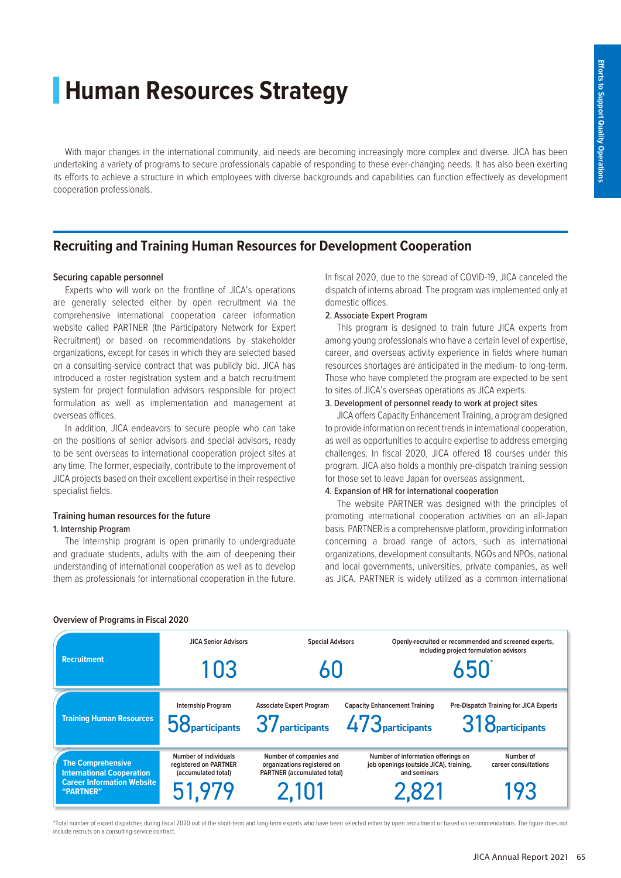# Human Resources Strategy

With major changes in the international community, aid needs are becoming increasingly more complex and diverse. JICA has been undertaking a variety of programs to secure professionals capable of responding to these ever-changing needs. It has also been exerting its efforts to achieve a structure in which employees with diverse backgrounds and capabilities can function effectively as development cooperation professionals.

## Recruiting and Training Human Resources for Development Cooperation

### Securing capable personnel

Experts who will work on the frontline of JICA's operations are generally selected either by open recruitment via the comprehensive international cooperation career information website called PARTNER (the Participatory Network for Expert Recruitment) or based on recommendations by stakeholder organizations, except for cases in which they are selected based on a consulting-service contract that was publicly bid. JICA has introduced a roster registration system and a batch recruitment system for project formulation advisors responsible for project formulation as well as implementation and management at overseas offices.

In addition, JICA endeavors to secure people who can take on the positions of senior advisors and special advisors, ready to be sent overseas to international cooperation project sites at any time. The former, especially, contribute to the improvement of JICA projects based on their excellent expertise in their respective specialist fields.

### Training human resources for the future

**1. Internship Program**

The Internship program is open primarily to undergraduate and graduate students, adults with the aim of deepening their understanding of international cooperation as well as to develop them as professionals for international cooperation in the future. In fiscal 2020, due to the spread of COVID-19, JICA canceled the dispatch of interns abroad. The program was implemented only at domestic offices.

**2. Associate Expert Program**

This program is designed to train future JICA experts from among young professionals who have a certain level of expertise, career, and overseas activity experience in fields where human resources shortages are anticipated in the medium- to long-term. Those who have completed the program are expected to be sent to sites of JICA's overseas operations as JICA experts.

**3. Development of personnel ready to work at project sites**

JICA offers Capacity Enhancement Training, a program designed to provide information on recent trends in international cooperation, as well as opportunities to acquire expertise to address emerging challenges. In fiscal 2020, JICA offered 18 courses under this program. JICA also holds a monthly pre-dispatch training session for those set to leave Japan for overseas assignment.

**4. Expansion of HR for international cooperation**

The website PARTNER was designed with the principles of promoting international cooperation activities on an all-Japan basis. PARTNER is a comprehensive platform, providing information concerning a broad range of actors, such as international organizations, development consultants, NGOs and NPOs, national and local governments, universities, private companies, as well as JICA. PARTNER is widely utilized as a common international

**Overview of Programs in Fiscal 2020**

| | | | | |
|---|---|---|---|---|
| **Recruitment** | JICA Senior Advisors<br>103 | Special Advisors<br>60 | Openly-recruited or recommended and screened experts, including project formulation advisors<br>650* | |
| **Training Human Resources** | Internship Program<br>58 participants | Associate Expert Program<br>37 participants | Capacity Enhancement Training<br>473 participants | Pre-Dispatch Training for JICA Experts<br>318 participants |
| **The Comprehensive International Cooperation Career Information Website "PARTNER"** | Number of individuals registered on PARTNER (accumulated total)<br>51,979 | Number of companies and organizations registered on PARTNER (accumulated total)<br>2,101 | Number of information offerings on job openings (outside JICA), training, and seminars<br>2,821 | Number of career consultations<br>193 |

*Total number of expert dispatches during fiscal 2020 out of the short-term and long-term experts who have been selected either by open recruitment or based on recommendations. The figure does not include recruits on a consulting-service contract.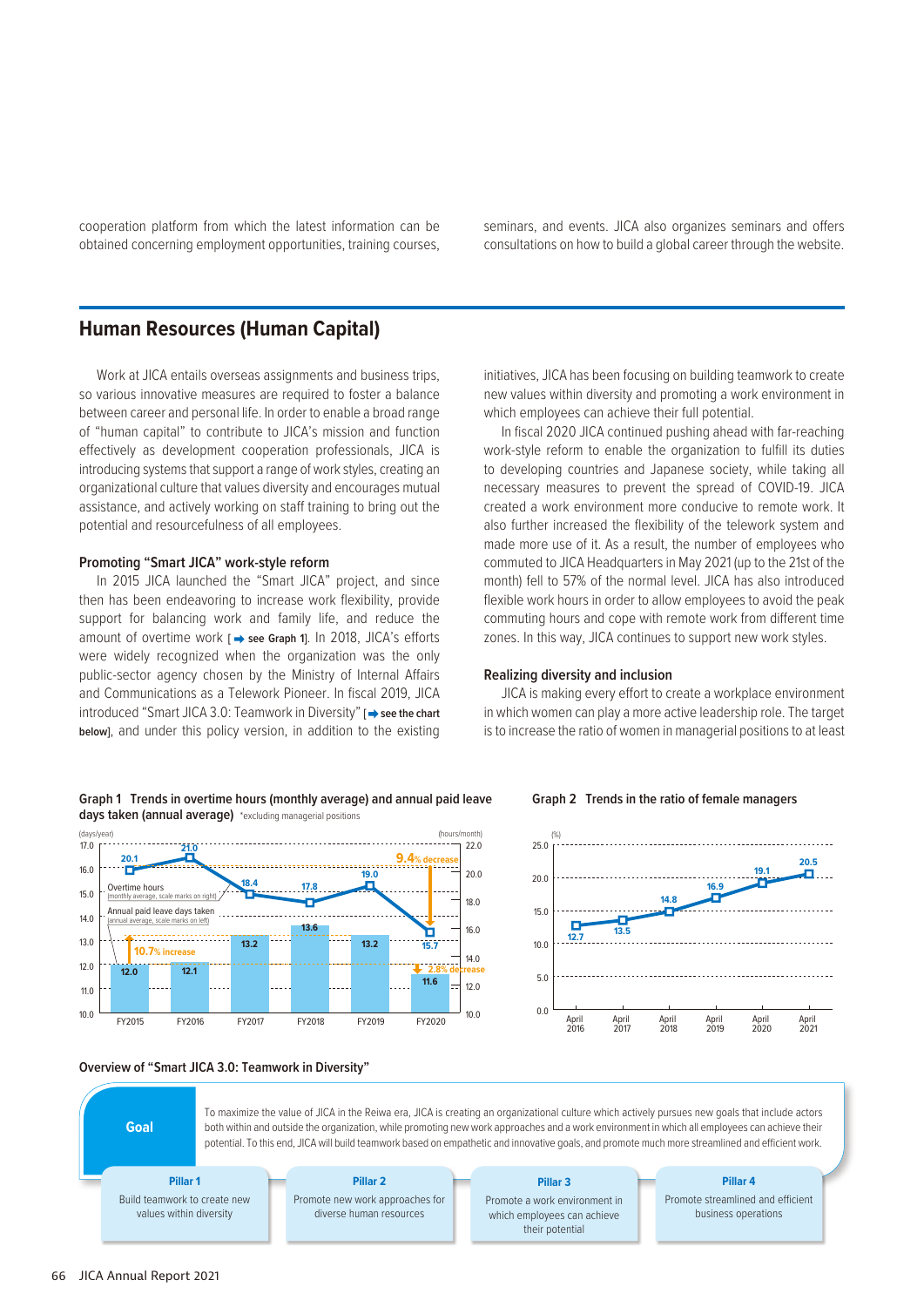cooperation platform from which the latest information can be obtained concerning employment opportunities, training courses, seminars, and events. JICA also organizes seminars and offers consultations on how to build a global career through the website.

## Human Resources (Human Capital)

Work at JICA entails overseas assignments and business trips, so various innovative measures are required to foster a balance between career and personal life. In order to enable a broad range of "human capital" to contribute to JICA's mission and function effectively as development cooperation professionals, JICA is introducing systems that support a range of work styles, creating an organizational culture that values diversity and encourages mutual assistance, and actively working on staff training to bring out the potential and resourcefulness of all employees.

### Promoting "Smart JICA" work-style reform

In 2015 JICA launched the "Smart JICA" project, and since then has been endeavoring to increase work flexibility, provide support for balancing work and family life, and reduce the amount of overtime work [➡ **see Graph 1**]. In 2018, JICA's efforts were widely recognized when the organization was the only public-sector agency chosen by the Ministry of Internal Affairs and Communications as a Telework Pioneer. In fiscal 2019, JICA introduced "Smart JICA 3.0: Teamwork in Diversity" [➡ **see the chart below**], and under this policy version, in addition to the existing initiatives, JICA has been focusing on building teamwork to create new values within diversity and promoting a work environment in which employees can achieve their full potential.

In fiscal 2020 JICA continued pushing ahead with far-reaching work-style reform to enable the organization to fulfill its duties to developing countries and Japanese society, while taking all necessary measures to prevent the spread of COVID-19. JICA created a work environment more conducive to remote work. It also further increased the flexibility of the telework system and made more use of it. As a result, the number of employees who commuted to JICA Headquarters in May 2021 (up to the 21st of the month) fell to 57% of the normal level. JICA has also introduced flexible work hours in order to allow employees to avoid the peak commuting hours and cope with remote work from different time zones. In this way, JICA continues to support new work styles.

### Realizing diversity and inclusion

JICA is making every effort to create a workplace environment in which women can play a more active leadership role. The target is to increase the ratio of women in managerial positions to at least

**Graph 1 Trends in overtime hours (monthly average) and annual paid leave days taken (annual average)** *excluding managerial positions

| | FY2015 | FY2016 | FY2017 | FY2018 | FY2019 | FY2020 |
|---|---|---|---|---|---|---|
| Overtime hours (monthly average, scale marks on right) (hours/month) | 20.1 | 21.0 | 18.4 | 17.8 | 19.0 | 15.7 |
| Annual paid leave days taken (annual average, scale marks on left) (days/year) | 12.0 | 12.1 | 13.2 | 13.6 | 13.2 | 11.6 |

Overtime hours: 9.4% decrease; Annual paid leave days taken: 10.7% increase; 2.8% decrease

**Graph 2 Trends in the ratio of female managers**

| | April 2016 | April 2017 | April 2018 | April 2019 | April 2020 | April 2021 |
|---|---|---|---|---|---|---|
| (%) | 12.7 | 13.5 | 14.8 | 16.9 | 19.1 | 20.5 |

### Overview of "Smart JICA 3.0: Teamwork in Diversity"

**Goal**

To maximize the value of JICA in the Reiwa era, JICA is creating an organizational culture which actively pursues new goals that include actors both within and outside the organization, while promoting new work approaches and a work environment in which all employees can achieve their potential. To this end, JICA will build teamwork based on empathetic and innovative goals, and promote much more streamlined and efficient work.

| Pillar 1 | Pillar 2 | Pillar 3 | Pillar 4 |
|---|---|---|---|
| Build teamwork to create new values within diversity | Promote new work approaches for diverse human resources | Promote a work environment in which employees can achieve their potential | Promote streamlined and efficient business operations |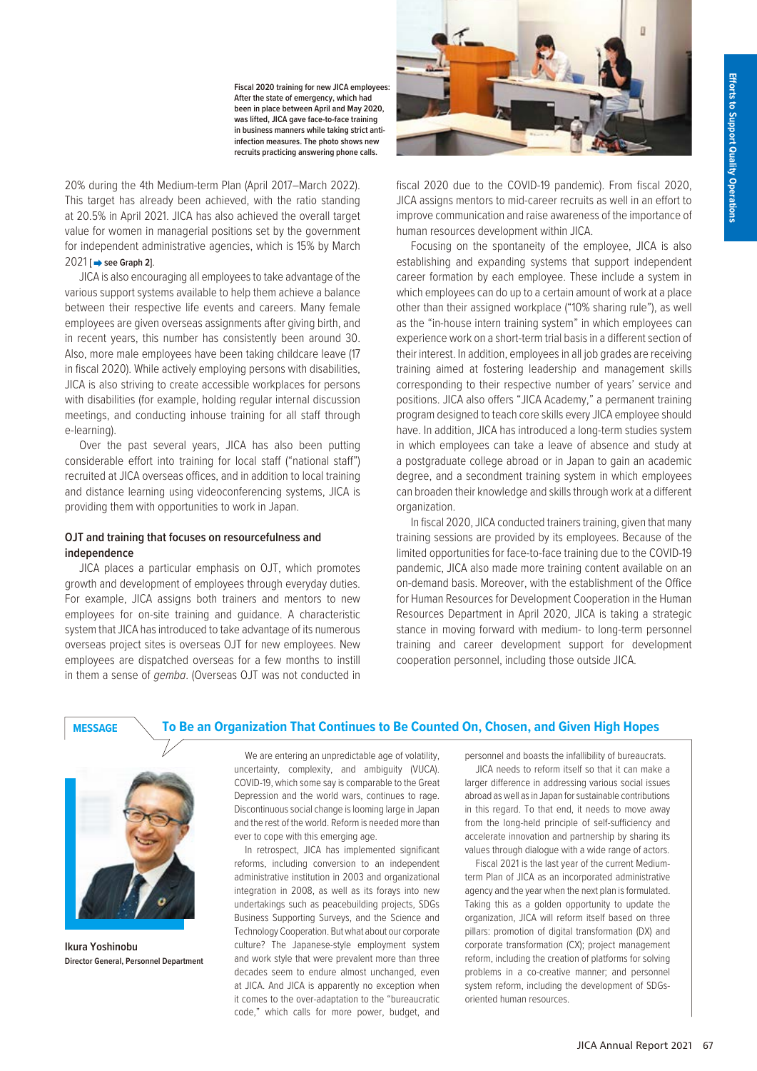Fiscal 2020 training for new JICA employees: After the state of emergency, which had been in place between April and May 2020, was lifted, JICA gave face-to-face training in business manners while taking strict anti-infection measures. The photo shows new recruits practicing answering phone calls.

20% during the 4th Medium-term Plan (April 2017–March 2022). This target has already been achieved, with the ratio standing at 20.5% in April 2021. JICA has also achieved the overall target value for women in managerial positions set by the government for independent administrative agencies, which is 15% by March 2021 [➡ **see Graph 2**].

JICA is also encouraging all employees to take advantage of the various support systems available to help them achieve a balance between their respective life events and careers. Many female employees are given overseas assignments after giving birth, and in recent years, this number has consistently been around 30. Also, more male employees have been taking childcare leave (17 in fiscal 2020). While actively employing persons with disabilities, JICA is also striving to create accessible workplaces for persons with disabilities (for example, holding regular internal discussion meetings, and conducting inhouse training for all staff through e-learning).

Over the past several years, JICA has also been putting considerable effort into training for local staff ("national staff") recruited at JICA overseas offices, and in addition to local training and distance learning using videoconferencing systems, JICA is providing them with opportunities to work in Japan.

### OJT and training that focuses on resourcefulness and independence

JICA places a particular emphasis on OJT, which promotes growth and development of employees through everyday duties. For example, JICA assigns both trainers and mentors to new employees for on-site training and guidance. A characteristic system that JICA has introduced to take advantage of its numerous overseas project sites is overseas OJT for new employees. New employees are dispatched overseas for a few months to instill in them a sense of *gemba*. (Overseas OJT was not conducted in fiscal 2020 due to the COVID-19 pandemic). From fiscal 2020, JICA assigns mentors to mid-career recruits as well in an effort to improve communication and raise awareness of the importance of human resources development within JICA.

Focusing on the spontaneity of the employee, JICA is also establishing and expanding systems that support independent career formation by each employee. These include a system in which employees can do up to a certain amount of work at a place other than their assigned workplace ("10% sharing rule"), as well as the "in-house intern training system" in which employees can experience work on a short-term trial basis in a different section of their interest. In addition, employees in all job grades are receiving training aimed at fostering leadership and management skills corresponding to their respective number of years' service and positions. JICA also offers "JICA Academy," a permanent training program designed to teach core skills every JICA employee should have. In addition, JICA has introduced a long-term studies system in which employees can take a leave of absence and study at a postgraduate college abroad or in Japan to gain an academic degree, and a secondment training system in which employees can broaden their knowledge and skills through work at a different organization.

In fiscal 2020, JICA conducted trainers training, given that many training sessions are provided by its employees. Because of the limited opportunities for face-to-face training due to the COVID-19 pandemic, JICA also made more training content available on an on-demand basis. Moreover, with the establishment of the Office for Human Resources for Development Cooperation in the Human Resources Department in April 2020, JICA is taking a strategic stance in moving forward with medium- to long-term personnel training and career development support for development cooperation personnel, including those outside JICA.

**MESSAGE**

## To Be an Organization That Continues to Be Counted On, Chosen, and Given High Hopes

**Ikura Yoshinobu**
**Director General, Personnel Department**

We are entering an unpredictable age of volatility, uncertainty, complexity, and ambiguity (VUCA). COVID-19, which some say is comparable to the Great Depression and the world wars, continues to rage. Discontinuous social change is looming large in Japan and the rest of the world. Reform is needed more than ever to cope with this emerging age.

In retrospect, JICA has implemented significant reforms, including conversion to an independent administrative institution in 2003 and organizational integration in 2008, as well as its forays into new undertakings such as peacebuilding projects, SDGs Business Supporting Surveys, and the Science and Technology Cooperation. But what about our corporate culture? The Japanese-style employment system and work style that were prevalent more than three decades seem to endure almost unchanged, even at JICA. And JICA is apparently no exception when it comes to the over-adaptation to the "bureaucratic code," which calls for more power, budget, and personnel and boasts the infallibility of bureaucrats.

JICA needs to reform itself so that it can make a larger difference in addressing various social issues abroad as well as in Japan for sustainable contributions in this regard. To that end, it needs to move away from the long-held principle of self-sufficiency and accelerate innovation and partnership by sharing its values through dialogue with a wide range of actors.

Fiscal 2021 is the last year of the current Medium-term Plan of JICA as an incorporated administrative agency and the year when the next plan is formulated. Taking this as a golden opportunity to update the organization, JICA will reform itself based on three pillars: promotion of digital transformation (DX) and corporate transformation (CX); project management reform, including the creation of platforms for solving problems in a co-creative manner; and personnel system reform, including the development of SDGs-oriented human resources.